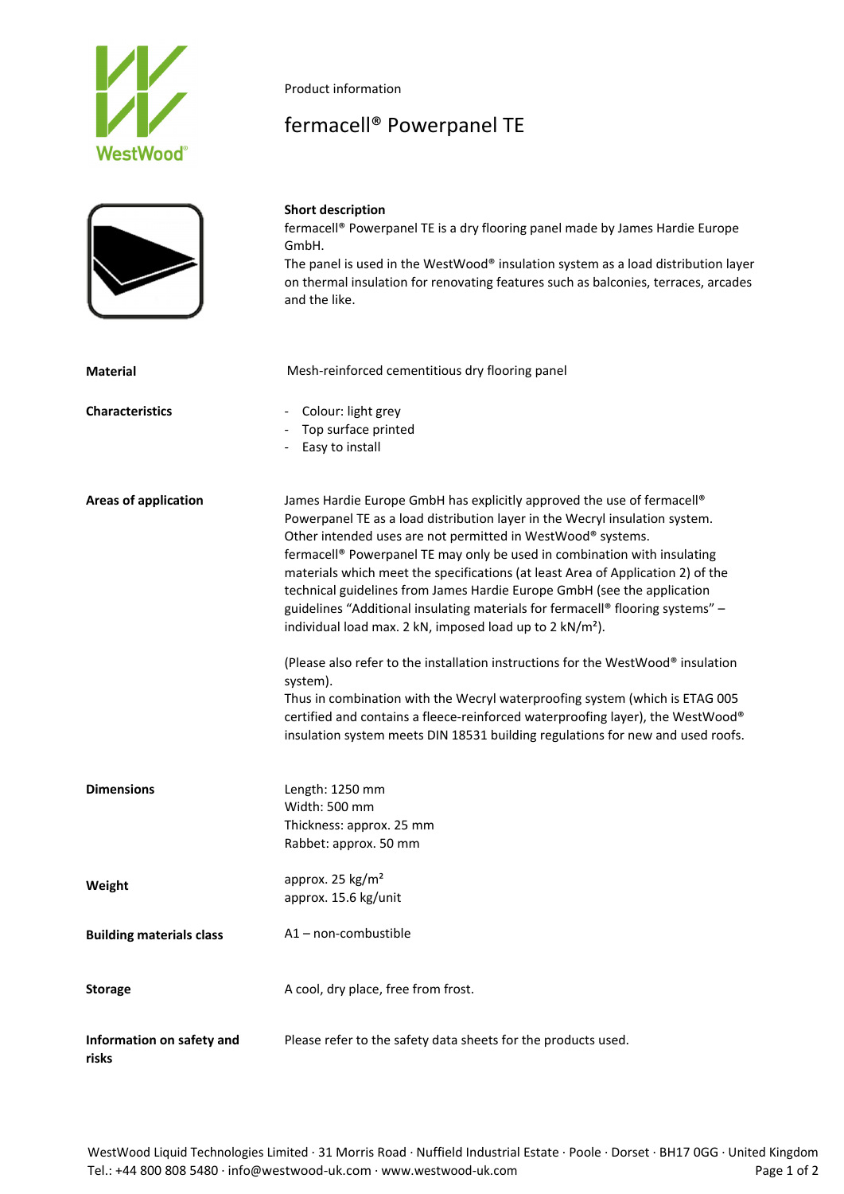Product information

# fermacell® Powerpanel TE

**Short description**

fermacell® Powerpanel TE is a dry flooring panel made by James Hardie Europe GmbH.
The panel is used in the WestWood® insulation system as a load distribution layer on thermal insulation for renovating features such as balconies, terraces, arcades and the like.

**Material**

Mesh-reinforced cementitious dry flooring panel

**Characteristics**

- Colour: light grey
- Top surface printed
- Easy to install

**Areas of application**

James Hardie Europe GmbH has explicitly approved the use of fermacell® Powerpanel TE as a load distribution layer in the Wecryl insulation system. Other intended uses are not permitted in WestWood® systems.
fermacell® Powerpanel TE may only be used in combination with insulating materials which meet the specifications (at least Area of Application 2) of the technical guidelines from James Hardie Europe GmbH (see the application guidelines “Additional insulating materials for fermacell® flooring systems” – individual load max. 2 kN, imposed load up to 2 kN/m²).

(Please also refer to the installation instructions for the WestWood® insulation system).
Thus in combination with the Wecryl waterproofing system (which is ETAG 005 certified and contains a fleece-reinforced waterproofing layer), the WestWood® insulation system meets DIN 18531 building regulations for new and used roofs.

**Dimensions**

Length: 1250 mm
Width: 500 mm
Thickness: approx. 25 mm
Rabbet: approx. 50 mm

**Weight**

approx. 25 kg/m²
approx. 15.6 kg/unit

**Building materials class**

A1 – non-combustible

**Storage**

A cool, dry place, free from frost.

**Information on safety and risks**

Please refer to the safety data sheets for the products used.

WestWood Liquid Technologies Limited · 31 Morris Road · Nuffield Industrial Estate · Poole · Dorset · BH17 0GG · United Kingdom
Tel.: +44 800 808 5480 · info@westwood-uk.com · www.westwood-uk.com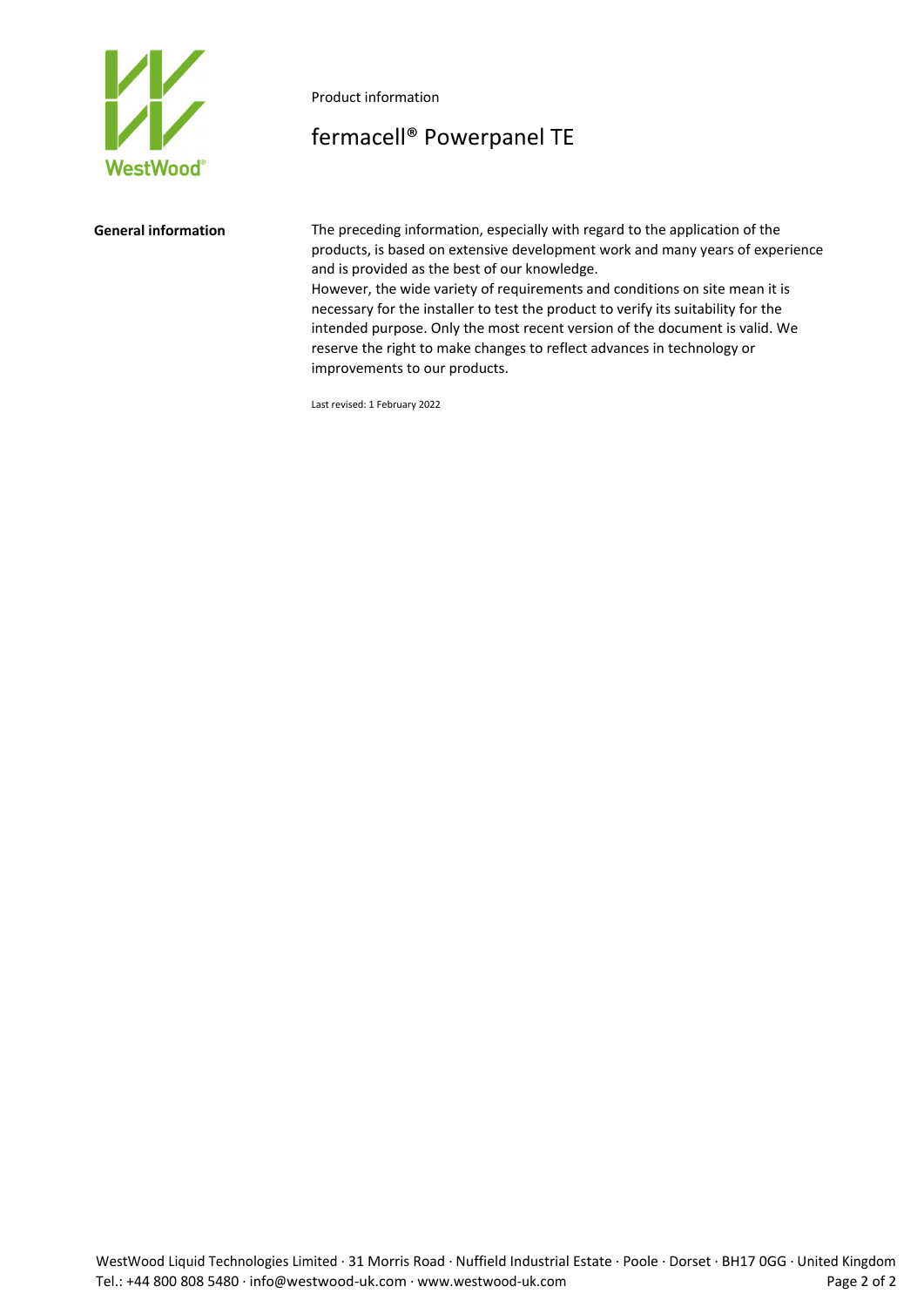Product information

# fermacell® Powerpanel TE

**General information**

The preceding information, especially with regard to the application of the products, is based on extensive development work and many years of experience and is provided as the best of our knowledge.
However, the wide variety of requirements and conditions on site mean it is necessary for the installer to test the product to verify its suitability for the intended purpose. Only the most recent version of the document is valid. We reserve the right to make changes to reflect advances in technology or improvements to our products.

Last revised: 1 February 2022

WestWood Liquid Technologies Limited · 31 Morris Road · Nuffield Industrial Estate · Poole · Dorset · BH17 0GG · United Kingdom
Tel.: +44 800 808 5480 · info@westwood-uk.com · www.westwood-uk.com